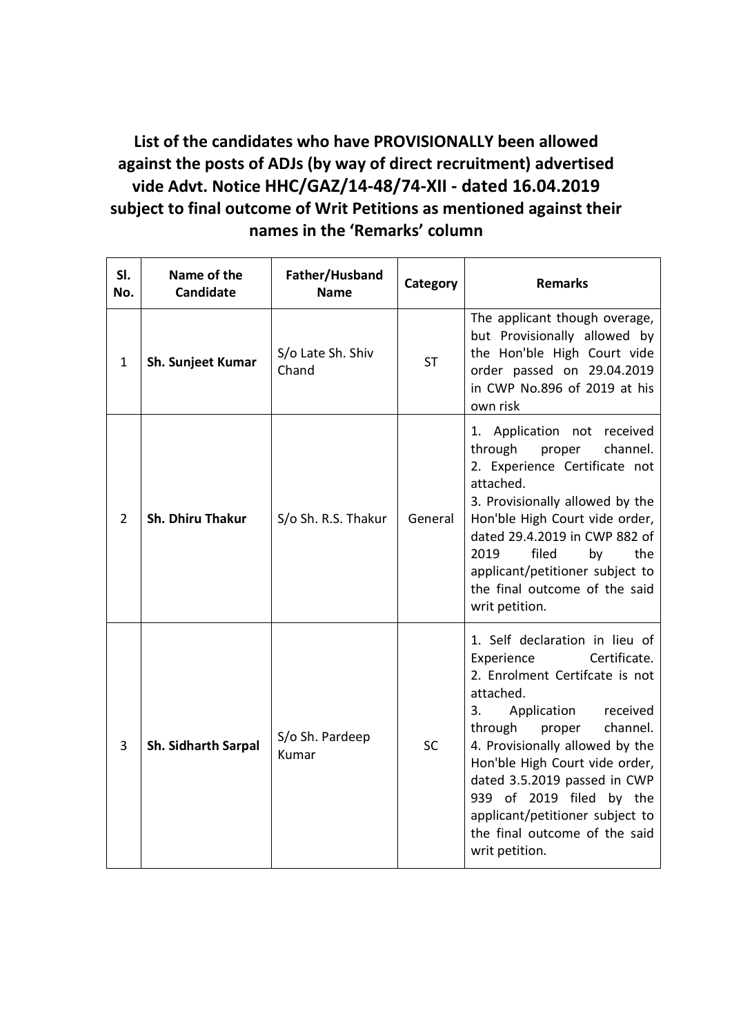**List of the candidates who have PROVISIONALLY been allowed against the posts of ADJs (by way of direct recruitment) advertised vide Advt. Notice HHC/GAZ/14-48/74-XII - dated 16.04.2019 subject to final outcome of Writ Petitions as mentioned against their names in the 'Remarks' column**

| Sl. No. | Name of the Candidate | Father/Husband Name | Category | Remarks |
|---|---|---|---|---|
| 1 | **Sh. Sunjeet Kumar** | S/o Late Sh. Shiv Chand | ST | The applicant though overage, but Provisionally allowed by the Hon'ble High Court vide order passed on 29.04.2019 in CWP No.896 of 2019 at his own risk |
| 2 | **Sh. Dhiru Thakur** | S/o Sh. R.S. Thakur | General | 1. Application not received through proper channel.<br>2. Experience Certificate not attached.<br>3. Provisionally allowed by the Hon'ble High Court vide order, dated 29.4.2019 in CWP 882 of 2019 filed by the applicant/petitioner subject to the final outcome of the said writ petition. |
| 3 | **Sh. Sidharth Sarpal** | S/o Sh. Pardeep Kumar | SC | 1. Self declaration in lieu of Experience Certificate.<br>2. Enrolment Certifcate is not attached.<br>3. Application received through proper channel.<br>4. Provisionally allowed by the Hon'ble High Court vide order, dated 3.5.2019 passed in CWP 939 of 2019 filed by the applicant/petitioner subject to the final outcome of the said writ petition. |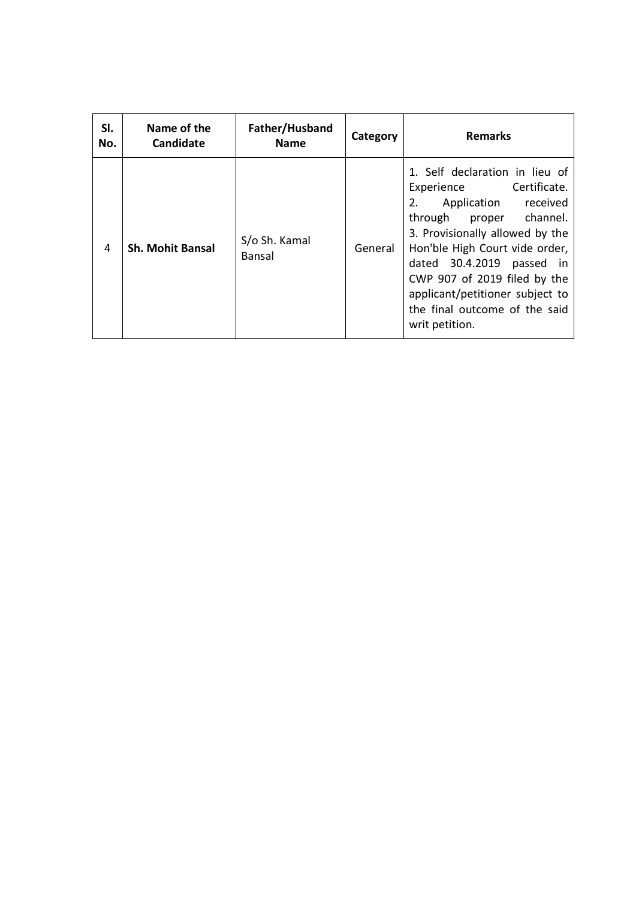| Sl. No. | Name of the Candidate | Father/Husband Name | Category | Remarks |
|---|---|---|---|---|
| 4 | **Sh. Mohit Bansal** | S/o Sh. Kamal Bansal | General | 1. Self declaration in lieu of Experience Certificate. 2. Application received through proper channel. 3. Provisionally allowed by the Hon'ble High Court vide order, dated 30.4.2019 passed in CWP 907 of 2019 filed by the applicant/petitioner subject to the final outcome of the said writ petition. |